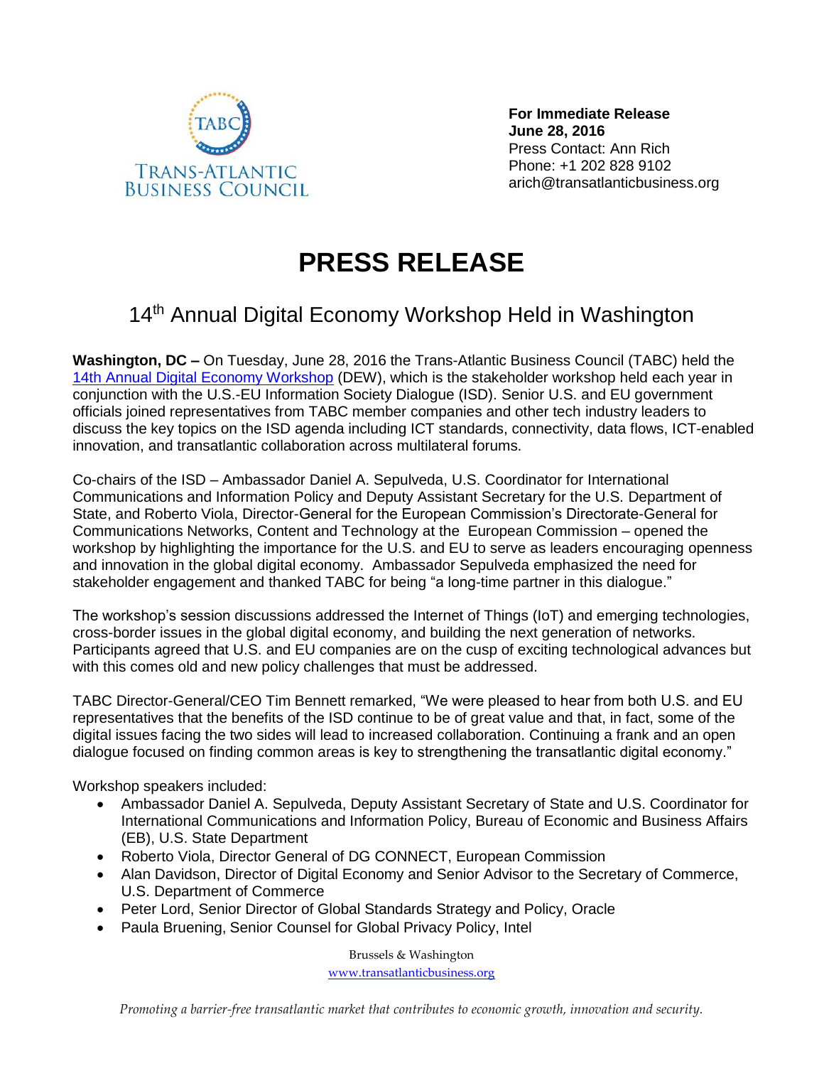TABC
TRANS-ATLANTIC BUSINESS COUNCIL

**For Immediate Release**
**June 28, 2016**
Press Contact: Ann Rich
Phone: +1 202 828 9102
arich@transatlanticbusiness.org

# PRESS RELEASE

## 14th Annual Digital Economy Workshop Held in Washington

**Washington, DC –** On Tuesday, June 28, 2016 the Trans-Atlantic Business Council (TABC) held the 14th Annual Digital Economy Workshop (DEW), which is the stakeholder workshop held each year in conjunction with the U.S.-EU Information Society Dialogue (ISD). Senior U.S. and EU government officials joined representatives from TABC member companies and other tech industry leaders to discuss the key topics on the ISD agenda including ICT standards, connectivity, data flows, ICT-enabled innovation, and transatlantic collaboration across multilateral forums.

Co-chairs of the ISD – Ambassador Daniel A. Sepulveda, U.S. Coordinator for International Communications and Information Policy and Deputy Assistant Secretary for the U.S. Department of State, and Roberto Viola, Director-General for the European Commission's Directorate-General for Communications Networks, Content and Technology at the European Commission – opened the workshop by highlighting the importance for the U.S. and EU to serve as leaders encouraging openness and innovation in the global digital economy. Ambassador Sepulveda emphasized the need for stakeholder engagement and thanked TABC for being "a long-time partner in this dialogue."

The workshop's session discussions addressed the Internet of Things (IoT) and emerging technologies, cross-border issues in the global digital economy, and building the next generation of networks. Participants agreed that U.S. and EU companies are on the cusp of exciting technological advances but with this comes old and new policy challenges that must be addressed.

TABC Director-General/CEO Tim Bennett remarked, "We were pleased to hear from both U.S. and EU representatives that the benefits of the ISD continue to be of great value and that, in fact, some of the digital issues facing the two sides will lead to increased collaboration. Continuing a frank and an open dialogue focused on finding common areas is key to strengthening the transatlantic digital economy."

Workshop speakers included:

- Ambassador Daniel A. Sepulveda, Deputy Assistant Secretary of State and U.S. Coordinator for International Communications and Information Policy, Bureau of Economic and Business Affairs (EB), U.S. State Department
- Roberto Viola, Director General of DG CONNECT, European Commission
- Alan Davidson, Director of Digital Economy and Senior Advisor to the Secretary of Commerce, U.S. Department of Commerce
- Peter Lord, Senior Director of Global Standards Strategy and Policy, Oracle
- Paula Bruening, Senior Counsel for Global Privacy Policy, Intel

Brussels & Washington
www.transatlanticbusiness.org

*Promoting a barrier-free transatlantic market that contributes to economic growth, innovation and security.*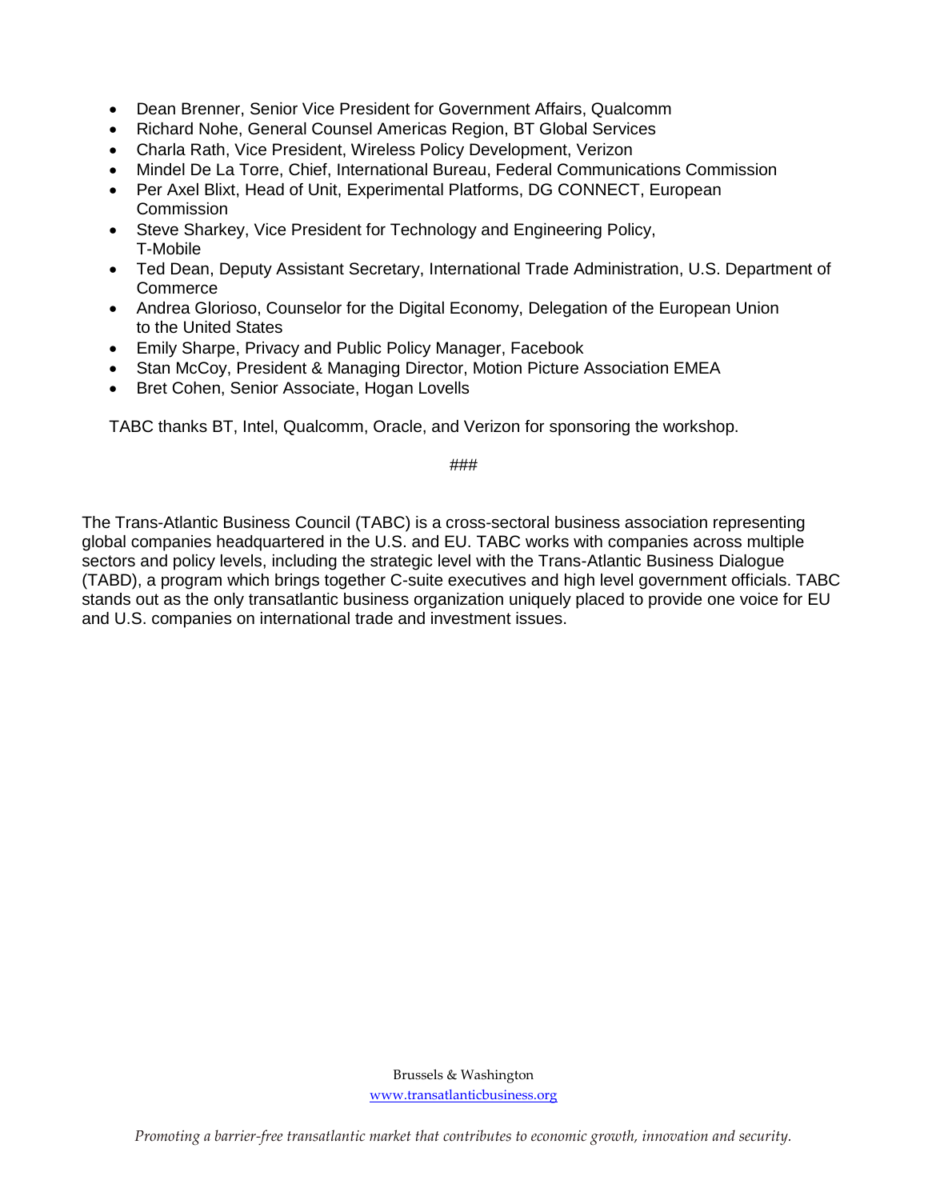- Dean Brenner, Senior Vice President for Government Affairs, Qualcomm
- Richard Nohe, General Counsel Americas Region, BT Global Services
- Charla Rath, Vice President, Wireless Policy Development, Verizon
- Mindel De La Torre, Chief, International Bureau, Federal Communications Commission
- Per Axel Blixt, Head of Unit, Experimental Platforms, DG CONNECT, European Commission
- Steve Sharkey, Vice President for Technology and Engineering Policy, T-Mobile
- Ted Dean, Deputy Assistant Secretary, International Trade Administration, U.S. Department of Commerce
- Andrea Glorioso, Counselor for the Digital Economy, Delegation of the European Union to the United States
- Emily Sharpe, Privacy and Public Policy Manager, Facebook
- Stan McCoy, President & Managing Director, Motion Picture Association EMEA
- Bret Cohen, Senior Associate, Hogan Lovells

TABC thanks BT, Intel, Qualcomm, Oracle, and Verizon for sponsoring the workshop.

###

The Trans-Atlantic Business Council (TABC) is a cross-sectoral business association representing global companies headquartered in the U.S. and EU. TABC works with companies across multiple sectors and policy levels, including the strategic level with the Trans-Atlantic Business Dialogue (TABD), a program which brings together C-suite executives and high level government officials. TABC stands out as the only transatlantic business organization uniquely placed to provide one voice for EU and U.S. companies on international trade and investment issues.

Brussels & Washington
www.transatlanticbusiness.org

*Promoting a barrier-free transatlantic market that contributes to economic growth, innovation and security.*